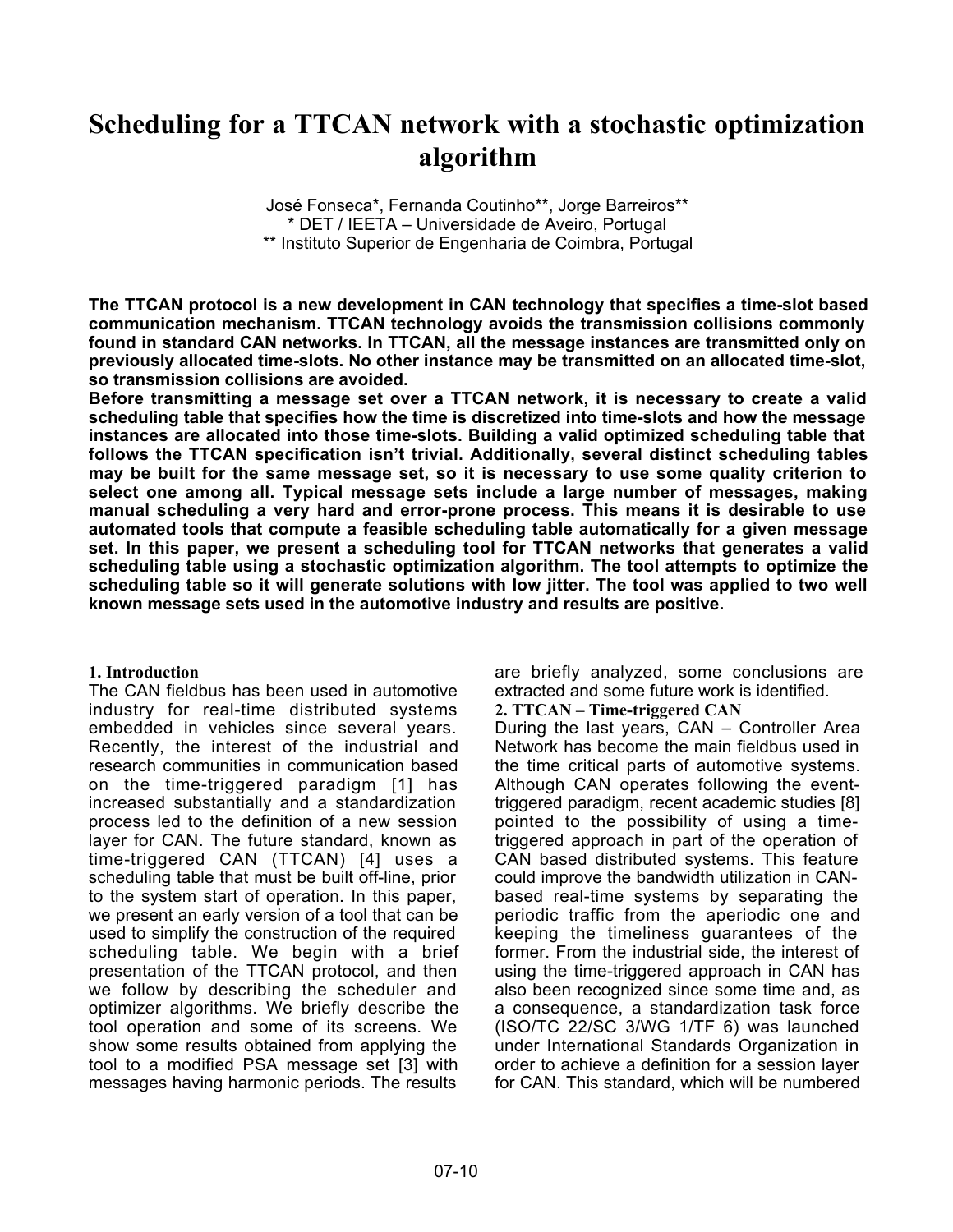# Scheduling for a TTCAN network with a stochastic optimization algorithm

José Fonseca*, Fernanda Coutinho**, Jorge Barreiros**
* DET / IEETA – Universidade de Aveiro, Portugal
** Instituto Superior de Engenharia de Coimbra, Portugal

**The TTCAN protocol is a new development in CAN technology that specifies a time-slot based communication mechanism. TTCAN technology avoids the transmission collisions commonly found in standard CAN networks. In TTCAN, all the message instances are transmitted only on previously allocated time-slots. No other instance may be transmitted on an allocated time-slot, so transmission collisions are avoided.**
**Before transmitting a message set over a TTCAN network, it is necessary to create a valid scheduling table that specifies how the time is discretized into time-slots and how the message instances are allocated into those time-slots. Building a valid optimized scheduling table that follows the TTCAN specification isn't trivial. Additionally, several distinct scheduling tables may be built for the same message set, so it is necessary to use some quality criterion to select one among all. Typical message sets include a large number of messages, making manual scheduling a very hard and error-prone process. This means it is desirable to use automated tools that compute a feasible scheduling table automatically for a given message set. In this paper, we present a scheduling tool for TTCAN networks that generates a valid scheduling table using a stochastic optimization algorithm. The tool attempts to optimize the scheduling table so it will generate solutions with low jitter. The tool was applied to two well known message sets used in the automotive industry and results are positive.**

## 1. Introduction

The CAN fieldbus has been used in automotive industry for real-time distributed systems embedded in vehicles since several years. Recently, the interest of the industrial and research communities in communication based on the time-triggered paradigm [1] has increased substantially and a standardization process led to the definition of a new session layer for CAN. The future standard, known as time-triggered CAN (TTCAN) [4] uses a scheduling table that must be built off-line, prior to the system start of operation. In this paper, we present an early version of a tool that can be used to simplify the construction of the required scheduling table. We begin with a brief presentation of the TTCAN protocol, and then we follow by describing the scheduler and optimizer algorithms. We briefly describe the tool operation and some of its screens. We show some results obtained from applying the tool to a modified PSA message set [3] with messages having harmonic periods. The results are briefly analyzed, some conclusions are extracted and some future work is identified.

## 2. TTCAN – Time-triggered CAN

During the last years, CAN – Controller Area Network has become the main fieldbus used in the time critical parts of automotive systems. Although CAN operates following the event-triggered paradigm, recent academic studies [8] pointed to the possibility of using a time-triggered approach in part of the operation of CAN based distributed systems. This feature could improve the bandwidth utilization in CAN-based real-time systems by separating the periodic traffic from the aperiodic one and keeping the timeliness guarantees of the former. From the industrial side, the interest of using the time-triggered approach in CAN has also been recognized since some time and, as a consequence, a standardization task force (ISO/TC 22/SC 3/WG 1/TF 6) was launched under International Standards Organization in order to achieve a definition for a session layer for CAN. This standard, which will be numbered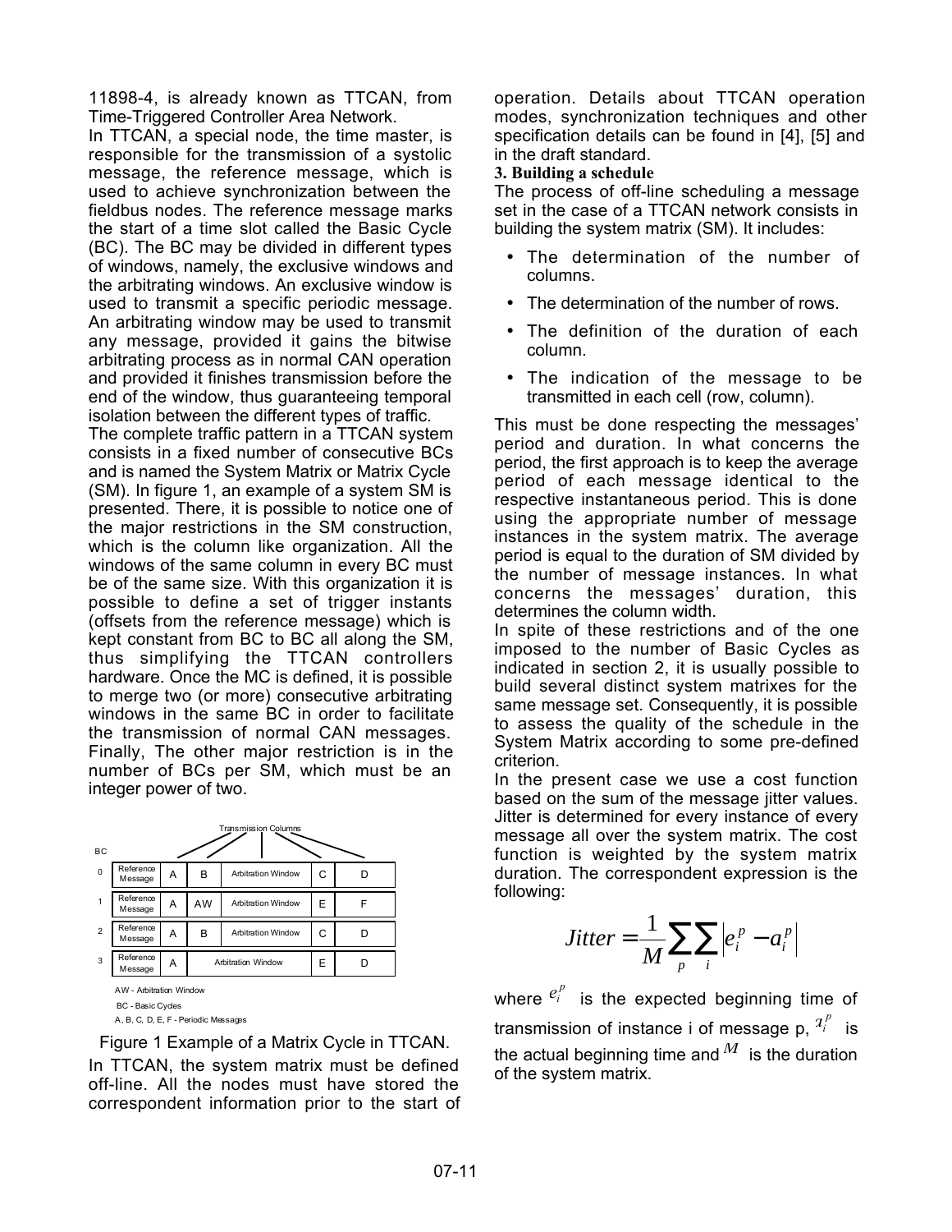11898-4, is already known as TTCAN, from Time-Triggered Controller Area Network.

In TTCAN, a special node, the time master, is responsible for the transmission of a systolic message, the reference message, which is used to achieve synchronization between the fieldbus nodes. The reference message marks the start of a time slot called the Basic Cycle (BC). The BC may be divided in different types of windows, namely, the exclusive windows and the arbitrating windows. An exclusive window is used to transmit a specific periodic message. An arbitrating window may be used to transmit any message, provided it gains the bitwise arbitrating process as in normal CAN operation and provided it finishes transmission before the end of the window, thus guaranteeing temporal isolation between the different types of traffic.

The complete traffic pattern in a TTCAN system consists in a fixed number of consecutive BCs and is named the System Matrix or Matrix Cycle (SM). In figure 1, an example of a system SM is presented. There, it is possible to notice one of the major restrictions in the SM construction, which is the column like organization. All the windows of the same column in every BC must be of the same size. With this organization it is possible to define a set of trigger instants (offsets from the reference message) which is kept constant from BC to BC all along the SM, thus simplifying the TTCAN controllers hardware. Once the MC is defined, it is possible to merge two (or more) consecutive arbitrating windows in the same BC in order to facilitate the transmission of normal CAN messages. Finally, The other major restriction is in the number of BCs per SM, which must be an integer power of two.

Transmission Columns

| BC | | | | | | |
|---|---|---|---|---|---|---|
| 0 | Reference Message | A | B | Arbitration Window | C | D |
| 1 | Reference Message | A | AW | Arbitration Window | E | F |
| 2 | Reference Message | A | B | Arbitration Window | C | D |
| 3 | Reference Message | A | Arbitration Window | | E | D |

AW - Arbitration Window
BC - Basic Cycles
A, B, C, D, E, F - Periodic Messages

Figure 1 Example of a Matrix Cycle in TTCAN.

In TTCAN, the system matrix must be defined off-line. All the nodes must have stored the correspondent information prior to the start of operation. Details about TTCAN operation modes, synchronization techniques and other specification details can be found in [4], [5] and in the draft standard.

## 3. Building a schedule

The process of off-line scheduling a message set in the case of a TTCAN network consists in building the system matrix (SM). It includes:

- The determination of the number of columns.
- The determination of the number of rows.
- The definition of the duration of each column.
- The indication of the message to be transmitted in each cell (row, column).

This must be done respecting the messages' period and duration. In what concerns the period, the first approach is to keep the average period of each message identical to the respective instantaneous period. This is done using the appropriate number of message instances in the system matrix. The average period is equal to the duration of SM divided by the number of message instances. In what concerns the messages' duration, this determines the column width.

In spite of these restrictions and of the one imposed to the number of Basic Cycles as indicated in section 2, it is usually possible to build several distinct system matrixes for the same message set. Consequently, it is possible to assess the quality of the schedule in the System Matrix according to some pre-defined criterion.

In the present case we use a cost function based on the sum of the message jitter values. Jitter is determined for every instance of every message all over the system matrix. The cost function is weighted by the system matrix duration. The correspondent expression is the following:

$$Jitter = \frac{1}{M} \sum_{p} \sum_{i} \left| e_i^p - a_i^p \right|$$

where $e_i^p$ is the expected beginning time of transmission of instance i of message p, $a_i^p$ is the actual beginning time and $M$ is the duration of the system matrix.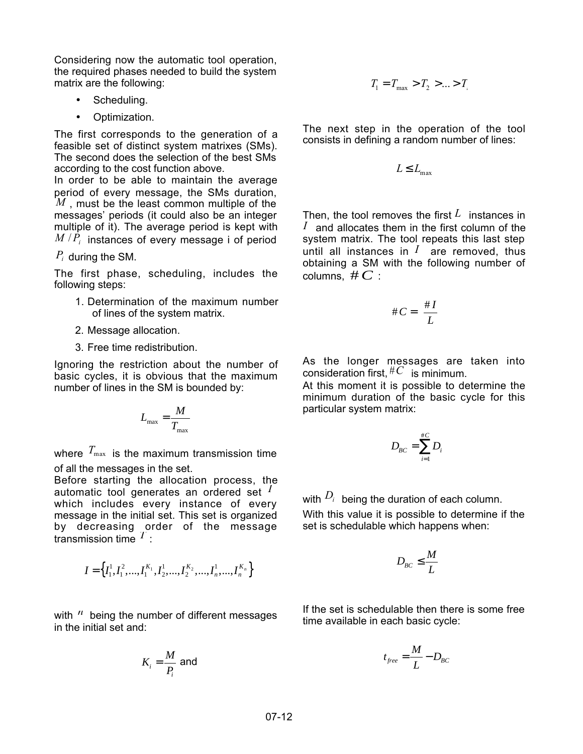Considering now the automatic tool operation, the required phases needed to build the system matrix are the following:

- Scheduling.
- Optimization.

The first corresponds to the generation of a feasible set of distinct system matrixes (SMs). The second does the selection of the best SMs according to the cost function above.

In order to be able to maintain the average period of every message, the SMs duration, $M$, must be the least common multiple of the messages' periods (it could also be an integer multiple of it). The average period is kept with $M/P_i$ instances of every message i of period $P_i$ during the SM.

The first phase, scheduling, includes the following steps:

1. Determination of the maximum number of lines of the system matrix.
2. Message allocation.
3. Free time redistribution.

Ignoring the restriction about the number of basic cycles, it is obvious that the maximum number of lines in the SM is bounded by:

$$L_{\max} = \frac{M}{T_{\max}}$$

where $T_{\max}$ is the maximum transmission time of all the messages in the set.

Before starting the allocation process, the automatic tool generates an ordered set $I$ which includes every instance of every message in the initial set. This set is organized by decreasing order of the message transmission time $T$:

$$I = \left\{ I_1^1, I_1^2, ..., I_1^{K_1}, I_2^1, ..., I_2^{K_2}, ..., I_n^1, ..., I_n^{K_n} \right\}$$

with $n$ being the number of different messages in the initial set and:

$$K_i = \frac{M}{P_i} \text{ and}$$

$$T_1 = T_{\max} > T_2 > ... > T_n$$

The next step in the operation of the tool consists in defining a random number of lines:

$$L \leq L_{\max}$$

Then, the tool removes the first $L$ instances in $I$ and allocates them in the first column of the system matrix. The tool repeats this last step until all instances in $I$ are removed, thus obtaining a SM with the following number of columns, $\#C$:

$$\#C = \frac{\#I}{L}$$

As the longer messages are taken into consideration first, $\#C$ is minimum.

At this moment it is possible to determine the minimum duration of the basic cycle for this particular system matrix:

$$D_{BC} = \sum_{i=1}^{\#C} D_i$$

with $D_i$ being the duration of each column.

With this value it is possible to determine if the set is schedulable which happens when:

$$D_{BC} \leq \frac{M}{L}$$

If the set is schedulable then there is some free time available in each basic cycle:

$$t_{free} = \frac{M}{L} - D_{BC}$$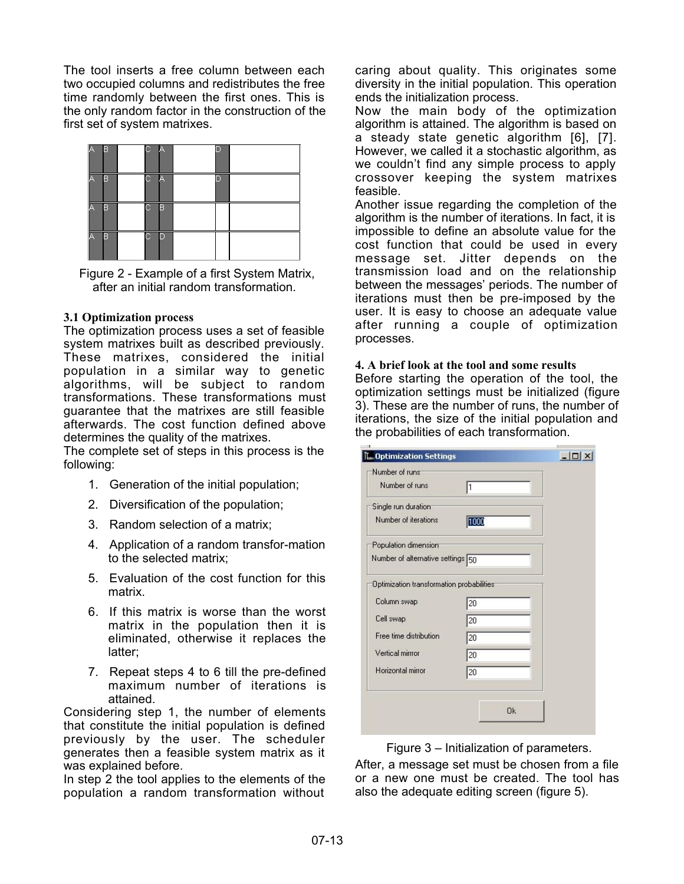The tool inserts a free column between each two occupied columns and redistributes the free time randomly between the first ones. This is the only random factor in the construction of the first set of system matrixes.

Figure 2 - Example of a first System Matrix, after an initial random transformation.

### 3.1 Optimization process

The optimization process uses a set of feasible system matrixes built as described previously. These matrixes, considered the initial population in a similar way to genetic algorithms, will be subject to random transformations. These transformations must guarantee that the matrixes are still feasible afterwards. The cost function defined above determines the quality of the matrixes.

The complete set of steps in this process is the following:

1. Generation of the initial population;
2. Diversification of the population;
3. Random selection of a matrix;
4. Application of a random transfor-mation to the selected matrix;
5. Evaluation of the cost function for this matrix.
6. If this matrix is worse than the worst matrix in the population then it is eliminated, otherwise it replaces the latter;
7. Repeat steps 4 to 6 till the pre-defined maximum number of iterations is attained.

Considering step 1, the number of elements that constitute the initial population is defined previously by the user. The scheduler generates then a feasible system matrix as it was explained before.

In step 2 the tool applies to the elements of the population a random transformation without caring about quality. This originates some diversity in the initial population. This operation ends the initialization process.

Now the main body of the optimization algorithm is attained. The algorithm is based on a steady state genetic algorithm [6], [7]. However, we called it a stochastic algorithm, as we couldn't find any simple process to apply crossover keeping the system matrixes feasible.

Another issue regarding the completion of the algorithm is the number of iterations. In fact, it is impossible to define an absolute value for the cost function that could be used in every message set. Jitter depends on the transmission load and on the relationship between the messages' periods. The number of iterations must then be pre-imposed by the user. It is easy to choose an adequate value after running a couple of optimization processes.

### 4. A brief look at the tool and some results

Before starting the operation of the tool, the optimization settings must be initialized (figure 3). These are the number of runs, the number of iterations, the size of the initial population and the probabilities of each transformation.

Figure 3 – Initialization of parameters.

After, a message set must be chosen from a file or a new one must be created. The tool has also the adequate editing screen (figure 5).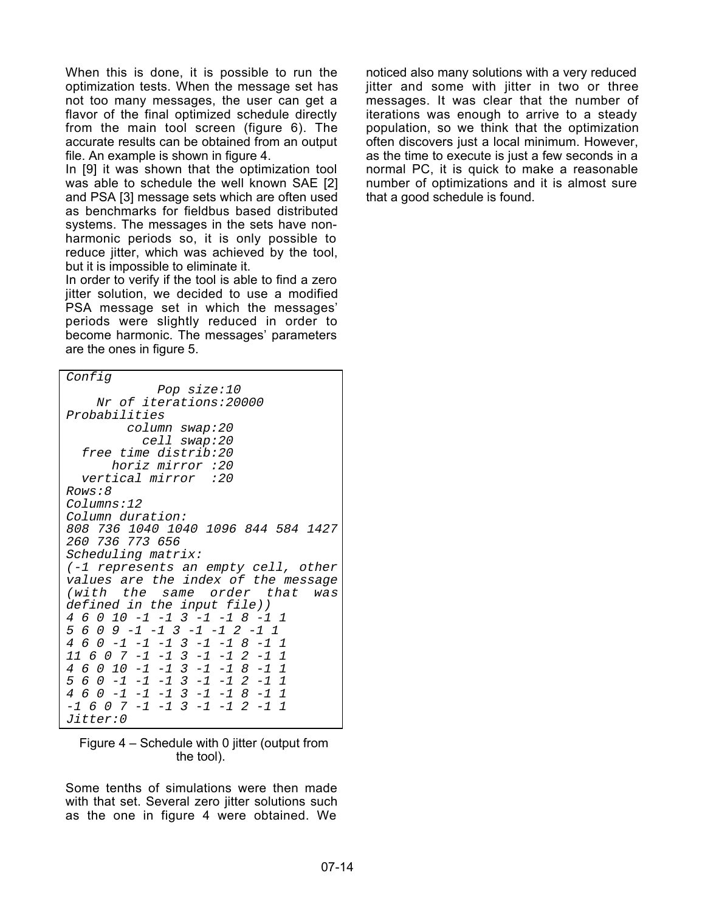When this is done, it is possible to run the optimization tests. When the message set has not too many messages, the user can get a flavor of the final optimized schedule directly from the main tool screen (figure 6). The accurate results can be obtained from an output file. An example is shown in figure 4.

In [9] it was shown that the optimization tool was able to schedule the well known SAE [2] and PSA [3] message sets which are often used as benchmarks for fieldbus based distributed systems. The messages in the sets have non-harmonic periods so, it is only possible to reduce jitter, which was achieved by the tool, but it is impossible to eliminate it.

In order to verify if the tool is able to find a zero jitter solution, we decided to use a modified PSA message set in which the messages' periods were slightly reduced in order to become harmonic. The messages' parameters are the ones in figure 5.

```
Config
            Pop size:10
    Nr of iterations:20000
Probabilities
        column swap:20
          cell swap:20
  free time distrib:20
      horiz mirror :20
  vertical mirror  :20
Rows:8
Columns:12
Column duration:
808 736 1040 1040 1096 844 584 1427
260 736 773 656
Scheduling matrix:
(-1 represents an empty cell, other
values are the index of the message
(with the same order that was
defined in the input file))
4 6 0 10 -1 -1 3 -1 -1 8 -1 1
5 6 0 9 -1 -1 3 -1 -1 2 -1 1
4 6 0 -1 -1 -1 3 -1 -1 8 -1 1
11 6 0 7 -1 -1 3 -1 -1 2 -1 1
4 6 0 10 -1 -1 3 -1 -1 8 -1 1
5 6 0 -1 -1 -1 3 -1 -1 2 -1 1
4 6 0 -1 -1 -1 3 -1 -1 8 -1 1
-1 6 0 7 -1 -1 3 -1 -1 2 -1 1
Jitter:0
```

Figure 4 – Schedule with 0 jitter (output from the tool).

Some tenths of simulations were then made with that set. Several zero jitter solutions such as the one in figure 4 were obtained. We noticed also many solutions with a very reduced jitter and some with jitter in two or three messages. It was clear that the number of iterations was enough to arrive to a steady population, so we think that the optimization often discovers just a local minimum. However, as the time to execute is just a few seconds in a normal PC, it is quick to make a reasonable number of optimizations and it is almost sure that a good schedule is found.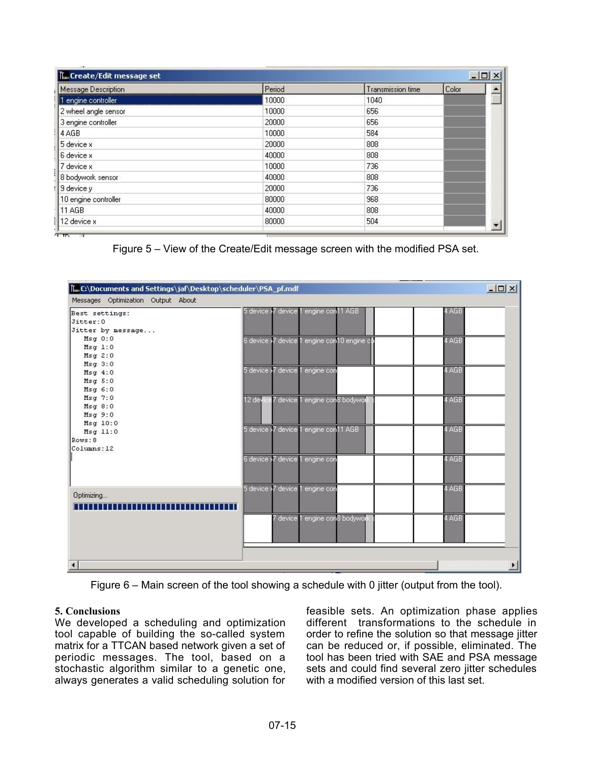| Message Description | Period | Transmission time | Color |
| --- | --- | --- | --- |
| 1 engine controller | 10000 | 1040 | |
| 2 wheel angle sensor | 10000 | 656 | |
| 3 engine controller | 20000 | 656 | |
| 4 AGB | 10000 | 584 | |
| 5 device x | 20000 | 808 | |
| 6 device x | 40000 | 808 | |
| 7 device x | 10000 | 736 | |
| 8 bodywork sensor | 40000 | 808 | |
| 9 device y | 20000 | 736 | |
| 10 engine controller | 80000 | 968 | |
| 11 AGB | 40000 | 808 | |
| 12 device x | 80000 | 504 | |

Figure 5 – View of the Create/Edit message screen with the modified PSA set.

```
Best settings:
Jitter:0
Jitter by message...
   Msg 0:0
   Msg 1:0
   Msg 2:0
   Msg 3:0
   Msg 4:0
   Msg 5:0
   Msg 6:0
   Msg 7:0
   Msg 8:0
   Msg 9:0
   Msg 10:0
   Msg 11:0
Rows:8
Columns:12
```

Figure 6 – Main screen of the tool showing a schedule with 0 jitter (output from the tool).

## 5. Conclusions

We developed a scheduling and optimization tool capable of building the so-called system matrix for a TTCAN based network given a set of periodic messages. The tool, based on a stochastic algorithm similar to a genetic one, always generates a valid scheduling solution for feasible sets. An optimization phase applies different transformations to the schedule in order to refine the solution so that message jitter can be reduced or, if possible, eliminated. The tool has been tried with SAE and PSA message sets and could find several zero jitter schedules with a modified version of this last set.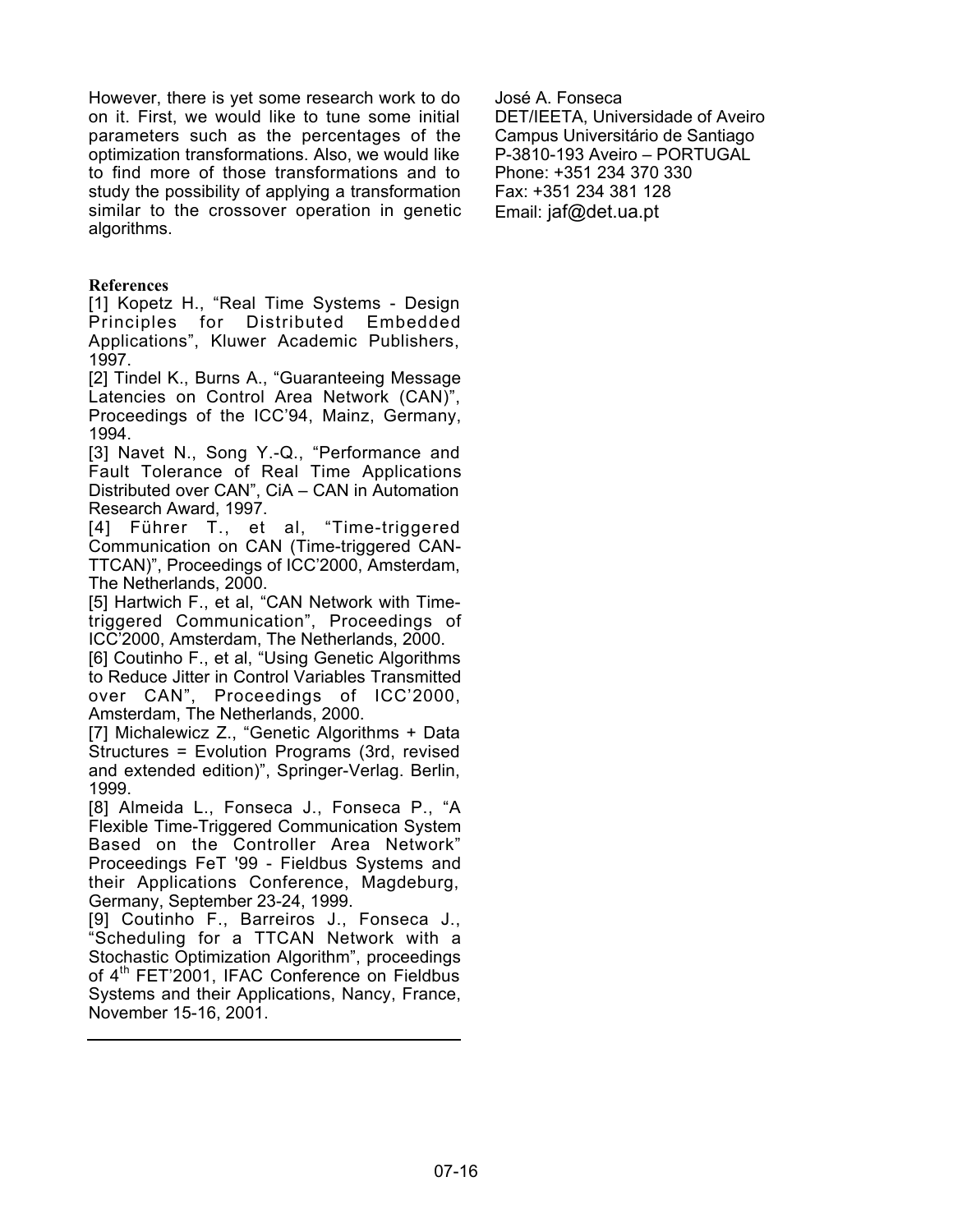However, there is yet some research work to do on it. First, we would like to tune some initial parameters such as the percentages of the optimization transformations. Also, we would like to find more of those transformations and to study the possibility of applying a transformation similar to the crossover operation in genetic algorithms.

**References**

[1] Kopetz H., "Real Time Systems - Design Principles for Distributed Embedded Applications", Kluwer Academic Publishers, 1997.

[2] Tindel K., Burns A., "Guaranteeing Message Latencies on Control Area Network (CAN)", Proceedings of the ICC'94, Mainz, Germany, 1994.

[3] Navet N., Song Y.-Q., "Performance and Fault Tolerance of Real Time Applications Distributed over CAN", CiA – CAN in Automation Research Award, 1997.

[4] Führer T., et al, "Time-triggered Communication on CAN (Time-triggered CAN-TTCAN)", Proceedings of ICC'2000, Amsterdam, The Netherlands, 2000.

[5] Hartwich F., et al, "CAN Network with Time-triggered Communication", Proceedings of ICC'2000, Amsterdam, The Netherlands, 2000.

[6] Coutinho F., et al, "Using Genetic Algorithms to Reduce Jitter in Control Variables Transmitted over CAN", Proceedings of ICC'2000, Amsterdam, The Netherlands, 2000.

[7] Michalewicz Z., "Genetic Algorithms + Data Structures = Evolution Programs (3rd, revised and extended edition)", Springer-Verlag. Berlin, 1999.

[8] Almeida L., Fonseca J., Fonseca P., "A Flexible Time-Triggered Communication System Based on the Controller Area Network" Proceedings FeT '99 - Fieldbus Systems and their Applications Conference, Magdeburg, Germany, September 23-24, 1999.

[9] Coutinho F., Barreiros J., Fonseca J., "Scheduling for a TTCAN Network with a Stochastic Optimization Algorithm", proceedings of 4th FET'2001, IFAC Conference on Fieldbus Systems and their Applications, Nancy, France, November 15-16, 2001.

---

José A. Fonseca
DET/IEETA, Universidade of Aveiro
Campus Universitário de Santiago
P-3810-193 Aveiro – PORTUGAL
Phone: +351 234 370 330
Fax: +351 234 381 128
Email: jaf@det.ua.pt